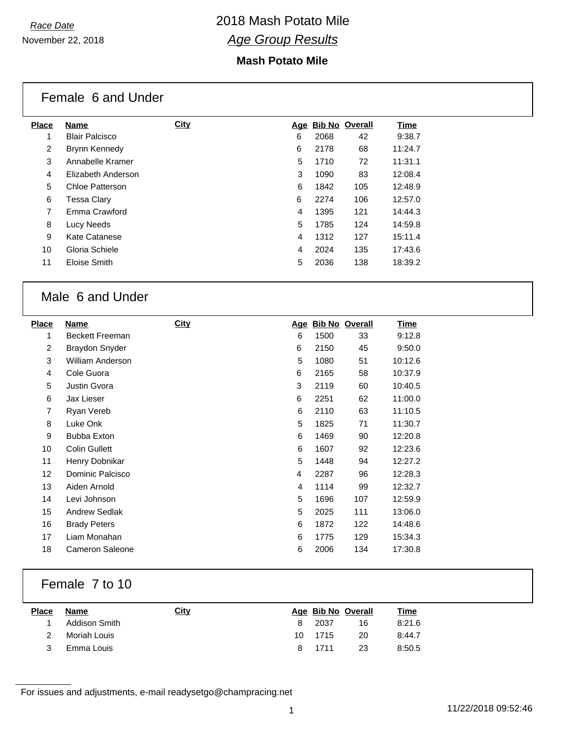*Race Date*

November 22, 2018

# 2018 Mash Potato Mile

## *Age Group Results*

**Mash Potato Mile**

### Female 6 and Under

| Place | Name | City | Age | Bib No | Overall | Time |
|---|---|---|---|---|---|---|
| 1 | Blair Palcisco | | 6 | 2068 | 42 | 9:38.7 |
| 2 | Brynn Kennedy | | 6 | 2178 | 68 | 11:24.7 |
| 3 | Annabelle Kramer | | 5 | 1710 | 72 | 11:31.1 |
| 4 | Elizabeth Anderson | | 3 | 1090 | 83 | 12:08.4 |
| 5 | Chloe Patterson | | 6 | 1842 | 105 | 12:48.9 |
| 6 | Tessa Clary | | 6 | 2274 | 106 | 12:57.0 |
| 7 | Emma Crawford | | 4 | 1395 | 121 | 14:44.3 |
| 8 | Lucy Needs | | 5 | 1785 | 124 | 14:59.8 |
| 9 | Kate Catanese | | 4 | 1312 | 127 | 15:11.4 |
| 10 | Gloria Schiele | | 4 | 2024 | 135 | 17:43.6 |
| 11 | Eloise Smith | | 5 | 2036 | 138 | 18:39.2 |

### Male 6 and Under

| Place | Name | City | Age | Bib No | Overall | Time |
|---|---|---|---|---|---|---|
| 1 | Beckett Freeman | | 6 | 1500 | 33 | 9:12.8 |
| 2 | Braydon Snyder | | 6 | 2150 | 45 | 9:50.0 |
| 3 | William Anderson | | 5 | 1080 | 51 | 10:12.6 |
| 4 | Cole Guora | | 6 | 2165 | 58 | 10:37.9 |
| 5 | Justin Gvora | | 3 | 2119 | 60 | 10:40.5 |
| 6 | Jax Lieser | | 6 | 2251 | 62 | 11:00.0 |
| 7 | Ryan Vereb | | 6 | 2110 | 63 | 11:10.5 |
| 8 | Luke Onk | | 5 | 1825 | 71 | 11:30.7 |
| 9 | Bubba Exton | | 6 | 1469 | 90 | 12:20.8 |
| 10 | Colin Gullett | | 6 | 1607 | 92 | 12:23.6 |
| 11 | Henry Dobnikar | | 5 | 1448 | 94 | 12:27.2 |
| 12 | Dominic Palcisco | | 4 | 2287 | 96 | 12:28.3 |
| 13 | Aiden Arnold | | 4 | 1114 | 99 | 12:32.7 |
| 14 | Levi Johnson | | 5 | 1696 | 107 | 12:59.9 |
| 15 | Andrew Sedlak | | 5 | 2025 | 111 | 13:06.0 |
| 16 | Brady Peters | | 6 | 1872 | 122 | 14:48.6 |
| 17 | Liam Monahan | | 6 | 1775 | 129 | 15:34.3 |
| 18 | Cameron Saleone | | 6 | 2006 | 134 | 17:30.8 |

### Female 7 to 10

| Place | Name | City | Age | Bib No | Overall | Time |
|---|---|---|---|---|---|---|
| 1 | Addison Smith | | 8 | 2037 | 16 | 8:21.6 |
| 2 | Moriah Louis | | 10 | 1715 | 20 | 8:44.7 |
| 3 | Emma Louis | | 8 | 1711 | 23 | 8:50.5 |

For issues and adjustments, e-mail readysetgo@champracing.net

11/22/2018 09:52:46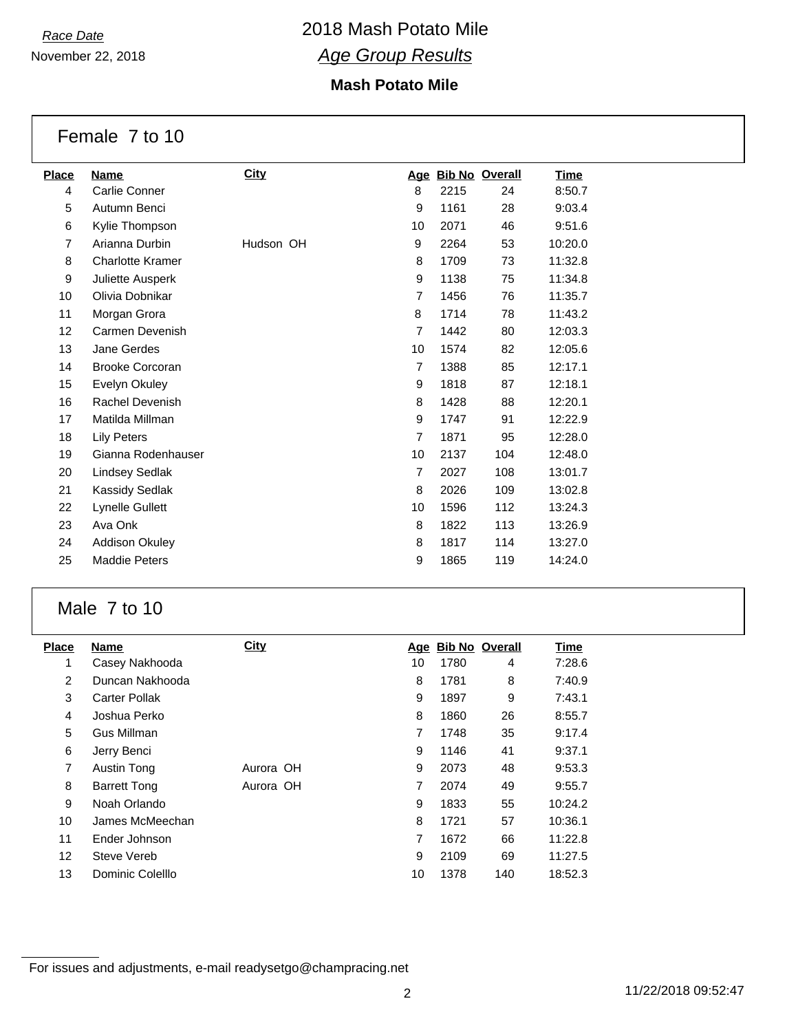*Race Date*

November 22, 2018

# 2018 Mash Potato Mile

## *Age Group Results*

### Mash Potato Mile

## Female 7 to 10

| Place | Name | City | Age | Bib No | Overall | Time |
|---|---|---|---|---|---|---|
| 4 | Carlie Conner | | 8 | 2215 | 24 | 8:50.7 |
| 5 | Autumn Benci | | 9 | 1161 | 28 | 9:03.4 |
| 6 | Kylie Thompson | | 10 | 2071 | 46 | 9:51.6 |
| 7 | Arianna Durbin | Hudson OH | 9 | 2264 | 53 | 10:20.0 |
| 8 | Charlotte Kramer | | 8 | 1709 | 73 | 11:32.8 |
| 9 | Juliette Ausperk | | 9 | 1138 | 75 | 11:34.8 |
| 10 | Olivia Dobnikar | | 7 | 1456 | 76 | 11:35.7 |
| 11 | Morgan Grora | | 8 | 1714 | 78 | 11:43.2 |
| 12 | Carmen Devenish | | 7 | 1442 | 80 | 12:03.3 |
| 13 | Jane Gerdes | | 10 | 1574 | 82 | 12:05.6 |
| 14 | Brooke Corcoran | | 7 | 1388 | 85 | 12:17.1 |
| 15 | Evelyn Okuley | | 9 | 1818 | 87 | 12:18.1 |
| 16 | Rachel Devenish | | 8 | 1428 | 88 | 12:20.1 |
| 17 | Matilda Millman | | 9 | 1747 | 91 | 12:22.9 |
| 18 | Lily Peters | | 7 | 1871 | 95 | 12:28.0 |
| 19 | Gianna Rodenhauser | | 10 | 2137 | 104 | 12:48.0 |
| 20 | Lindsey Sedlak | | 7 | 2027 | 108 | 13:01.7 |
| 21 | Kassidy Sedlak | | 8 | 2026 | 109 | 13:02.8 |
| 22 | Lynelle Gullett | | 10 | 1596 | 112 | 13:24.3 |
| 23 | Ava Onk | | 8 | 1822 | 113 | 13:26.9 |
| 24 | Addison Okuley | | 8 | 1817 | 114 | 13:27.0 |
| 25 | Maddie Peters | | 9 | 1865 | 119 | 14:24.0 |

## Male 7 to 10

| Place | Name | City | Age | Bib No | Overall | Time |
|---|---|---|---|---|---|---|
| 1 | Casey Nakhooda | | 10 | 1780 | 4 | 7:28.6 |
| 2 | Duncan Nakhooda | | 8 | 1781 | 8 | 7:40.9 |
| 3 | Carter Pollak | | 9 | 1897 | 9 | 7:43.1 |
| 4 | Joshua Perko | | 8 | 1860 | 26 | 8:55.7 |
| 5 | Gus Millman | | 7 | 1748 | 35 | 9:17.4 |
| 6 | Jerry Benci | | 9 | 1146 | 41 | 9:37.1 |
| 7 | Austin Tong | Aurora OH | 9 | 2073 | 48 | 9:53.3 |
| 8 | Barrett Tong | Aurora OH | 7 | 2074 | 49 | 9:55.7 |
| 9 | Noah Orlando | | 9 | 1833 | 55 | 10:24.2 |
| 10 | James McMeechan | | 8 | 1721 | 57 | 10:36.1 |
| 11 | Ender Johnson | | 7 | 1672 | 66 | 11:22.8 |
| 12 | Steve Vereb | | 9 | 2109 | 69 | 11:27.5 |
| 13 | Dominic Colelllo | | 10 | 1378 | 140 | 18:52.3 |

For issues and adjustments, e-mail readysetgo@champracing.net

11/22/2018 09:52:47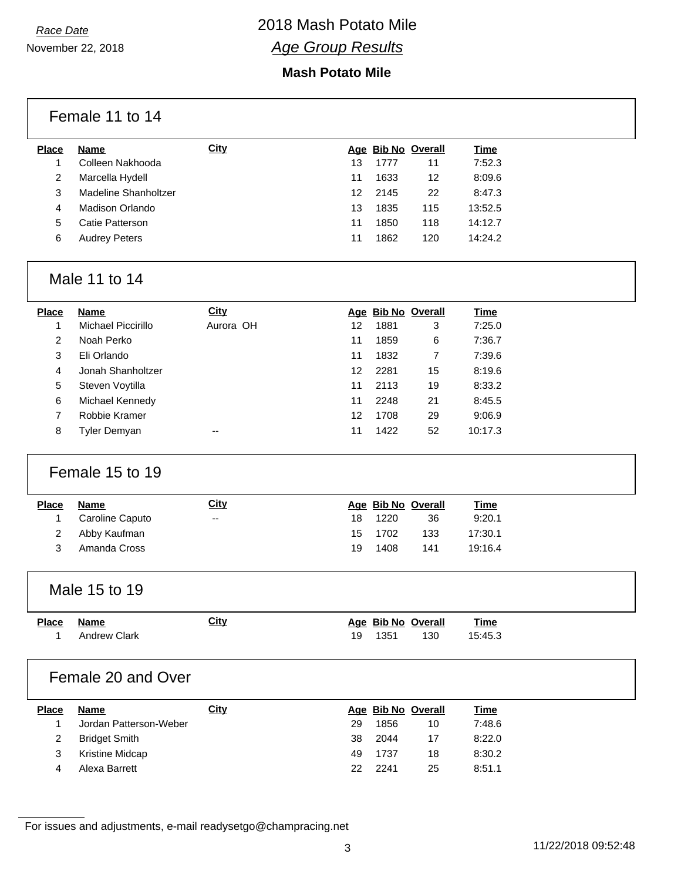*Race Date*

November 22, 2018

# 2018 Mash Potato Mile

## *Age Group Results*

### Mash Potato Mile

#### Female 11 to 14

| Place | Name | City | Age | Bib No | Overall | Time |
|---|---|---|---|---|---|---|
| 1 | Colleen Nakhooda | | 13 | 1777 | 11 | 7:52.3 |
| 2 | Marcella Hydell | | 11 | 1633 | 12 | 8:09.6 |
| 3 | Madeline Shanholtzer | | 12 | 2145 | 22 | 8:47.3 |
| 4 | Madison Orlando | | 13 | 1835 | 115 | 13:52.5 |
| 5 | Catie Patterson | | 11 | 1850 | 118 | 14:12.7 |
| 6 | Audrey Peters | | 11 | 1862 | 120 | 14:24.2 |

#### Male 11 to 14

| Place | Name | City | Age | Bib No | Overall | Time |
|---|---|---|---|---|---|---|
| 1 | Michael Piccirillo | Aurora OH | 12 | 1881 | 3 | 7:25.0 |
| 2 | Noah Perko | | 11 | 1859 | 6 | 7:36.7 |
| 3 | Eli Orlando | | 11 | 1832 | 7 | 7:39.6 |
| 4 | Jonah Shanholtzer | | 12 | 2281 | 15 | 8:19.6 |
| 5 | Steven Voytilla | | 11 | 2113 | 19 | 8:33.2 |
| 6 | Michael Kennedy | | 11 | 2248 | 21 | 8:45.5 |
| 7 | Robbie Kramer | | 12 | 1708 | 29 | 9:06.9 |
| 8 | Tyler Demyan | -- | 11 | 1422 | 52 | 10:17.3 |

#### Female 15 to 19

| Place | Name | City | Age | Bib No | Overall | Time |
|---|---|---|---|---|---|---|
| 1 | Caroline Caputo | -- | 18 | 1220 | 36 | 9:20.1 |
| 2 | Abby Kaufman | | 15 | 1702 | 133 | 17:30.1 |
| 3 | Amanda Cross | | 19 | 1408 | 141 | 19:16.4 |

#### Male 15 to 19

| Place | Name | City | Age | Bib No | Overall | Time |
|---|---|---|---|---|---|---|
| 1 | Andrew Clark | | 19 | 1351 | 130 | 15:45.3 |

#### Female 20 and Over

| Place | Name | City | Age | Bib No | Overall | Time |
|---|---|---|---|---|---|---|
| 1 | Jordan Patterson-Weber | | 29 | 1856 | 10 | 7:48.6 |
| 2 | Bridget Smith | | 38 | 2044 | 17 | 8:22.0 |
| 3 | Kristine Midcap | | 49 | 1737 | 18 | 8:30.2 |
| 4 | Alexa Barrett | | 22 | 2241 | 25 | 8:51.1 |

For issues and adjustments, e-mail readysetgo@champracing.net

11/22/2018 09:52:48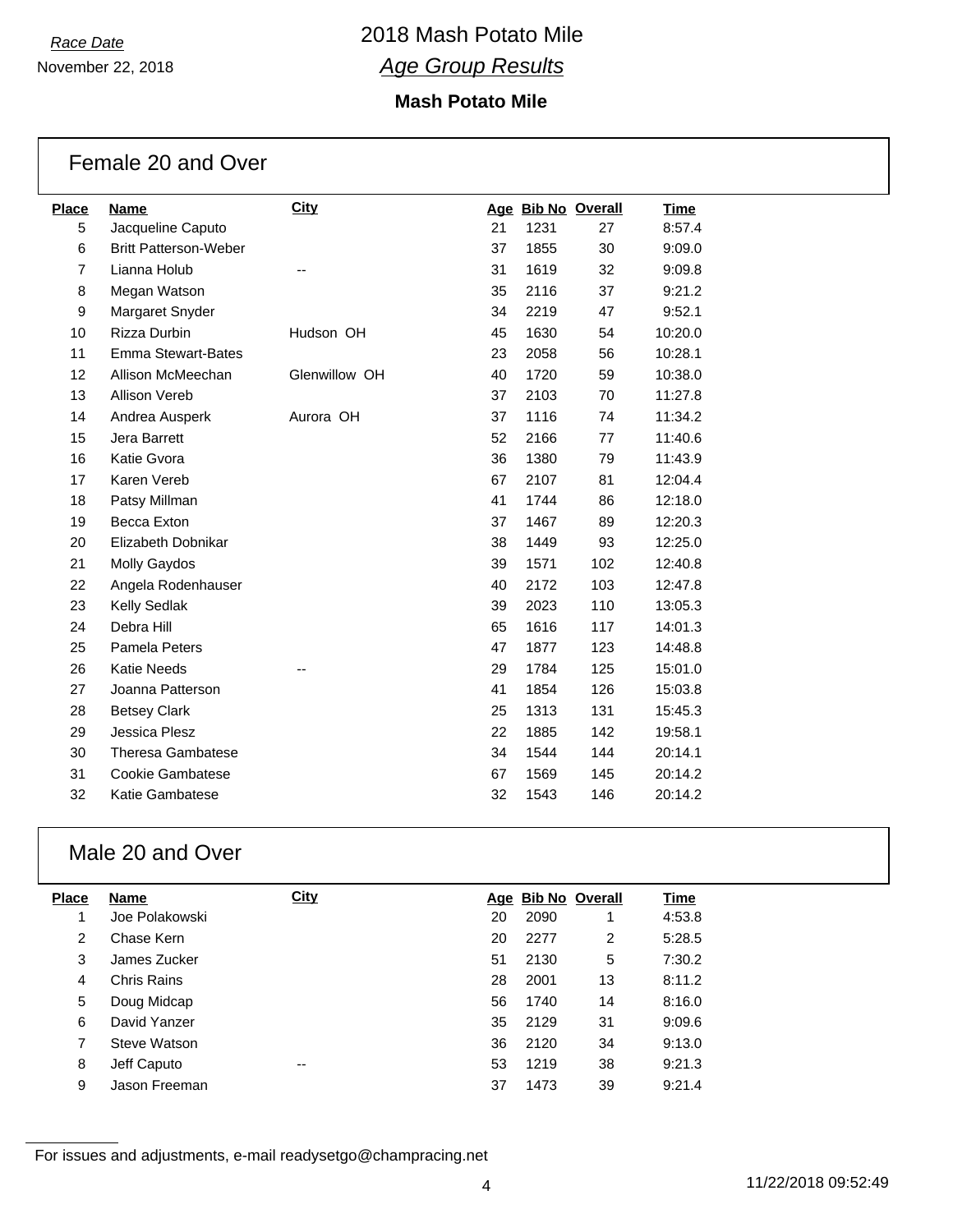*Race Date*

November 22, 2018

# 2018 Mash Potato Mile

## *Age Group Results*

### Mash Potato Mile

## Female 20 and Over

| Place | Name | City | Age | Bib No | Overall | Time |
|---|---|---|---|---|---|---|
| 5 | Jacqueline Caputo | | 21 | 1231 | 27 | 8:57.4 |
| 6 | Britt Patterson-Weber | | 37 | 1855 | 30 | 9:09.0 |
| 7 | Lianna Holub | -- | 31 | 1619 | 32 | 9:09.8 |
| 8 | Megan Watson | | 35 | 2116 | 37 | 9:21.2 |
| 9 | Margaret Snyder | | 34 | 2219 | 47 | 9:52.1 |
| 10 | Rizza Durbin | Hudson OH | 45 | 1630 | 54 | 10:20.0 |
| 11 | Emma Stewart-Bates | | 23 | 2058 | 56 | 10:28.1 |
| 12 | Allison McMeechan | Glenwillow OH | 40 | 1720 | 59 | 10:38.0 |
| 13 | Allison Vereb | | 37 | 2103 | 70 | 11:27.8 |
| 14 | Andrea Ausperk | Aurora OH | 37 | 1116 | 74 | 11:34.2 |
| 15 | Jera Barrett | | 52 | 2166 | 77 | 11:40.6 |
| 16 | Katie Gvora | | 36 | 1380 | 79 | 11:43.9 |
| 17 | Karen Vereb | | 67 | 2107 | 81 | 12:04.4 |
| 18 | Patsy Millman | | 41 | 1744 | 86 | 12:18.0 |
| 19 | Becca Exton | | 37 | 1467 | 89 | 12:20.3 |
| 20 | Elizabeth Dobnikar | | 38 | 1449 | 93 | 12:25.0 |
| 21 | Molly Gaydos | | 39 | 1571 | 102 | 12:40.8 |
| 22 | Angela Rodenhauser | | 40 | 2172 | 103 | 12:47.8 |
| 23 | Kelly Sedlak | | 39 | 2023 | 110 | 13:05.3 |
| 24 | Debra Hill | | 65 | 1616 | 117 | 14:01.3 |
| 25 | Pamela Peters | | 47 | 1877 | 123 | 14:48.8 |
| 26 | Katie Needs | -- | 29 | 1784 | 125 | 15:01.0 |
| 27 | Joanna Patterson | | 41 | 1854 | 126 | 15:03.8 |
| 28 | Betsey Clark | | 25 | 1313 | 131 | 15:45.3 |
| 29 | Jessica Plesz | | 22 | 1885 | 142 | 19:58.1 |
| 30 | Theresa Gambatese | | 34 | 1544 | 144 | 20:14.1 |
| 31 | Cookie Gambatese | | 67 | 1569 | 145 | 20:14.2 |
| 32 | Katie Gambatese | | 32 | 1543 | 146 | 20:14.2 |

## Male 20 and Over

| Place | Name | City | Age | Bib No | Overall | Time |
|---|---|---|---|---|---|---|
| 1 | Joe Polakowski | | 20 | 2090 | 1 | 4:53.8 |
| 2 | Chase Kern | | 20 | 2277 | 2 | 5:28.5 |
| 3 | James Zucker | | 51 | 2130 | 5 | 7:30.2 |
| 4 | Chris Rains | | 28 | 2001 | 13 | 8:11.2 |
| 5 | Doug Midcap | | 56 | 1740 | 14 | 8:16.0 |
| 6 | David Yanzer | | 35 | 2129 | 31 | 9:09.6 |
| 7 | Steve Watson | | 36 | 2120 | 34 | 9:13.0 |
| 8 | Jeff Caputo | -- | 53 | 1219 | 38 | 9:21.3 |
| 9 | Jason Freeman | | 37 | 1473 | 39 | 9:21.4 |

For issues and adjustments, e-mail readysetgo@champracing.net

11/22/2018 09:52:49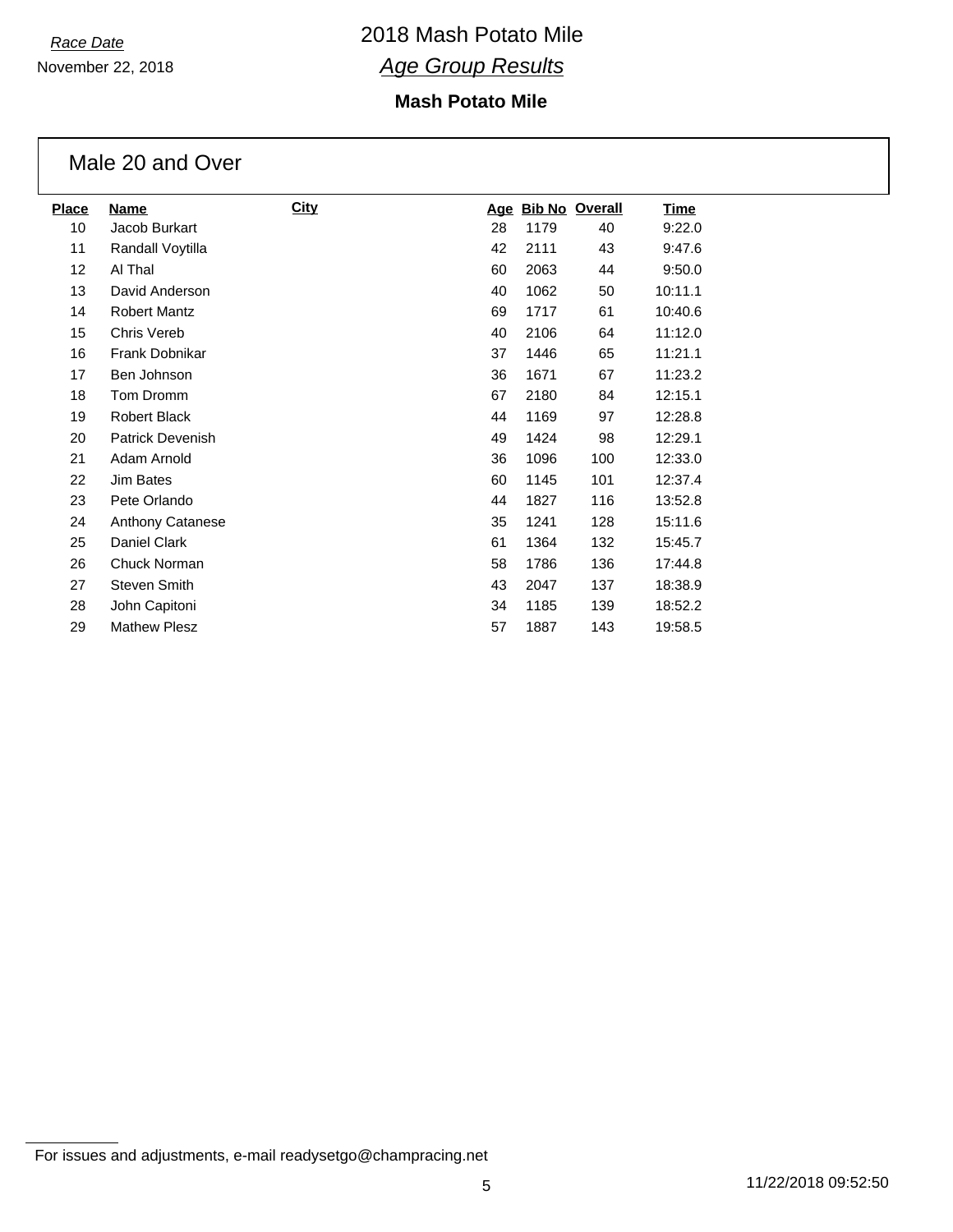*Race Date*

November 22, 2018

# 2018 Mash Potato Mile

## *Age Group Results*

### Mash Potato Mile

## Male 20 and Over

| Place | Name | City | Age | Bib No | Overall | Time |
|---|---|---|---|---|---|---|
| 10 | Jacob Burkart | | 28 | 1179 | 40 | 9:22.0 |
| 11 | Randall Voytilla | | 42 | 2111 | 43 | 9:47.6 |
| 12 | Al Thal | | 60 | 2063 | 44 | 9:50.0 |
| 13 | David Anderson | | 40 | 1062 | 50 | 10:11.1 |
| 14 | Robert Mantz | | 69 | 1717 | 61 | 10:40.6 |
| 15 | Chris Vereb | | 40 | 2106 | 64 | 11:12.0 |
| 16 | Frank Dobnikar | | 37 | 1446 | 65 | 11:21.1 |
| 17 | Ben Johnson | | 36 | 1671 | 67 | 11:23.2 |
| 18 | Tom Dromm | | 67 | 2180 | 84 | 12:15.1 |
| 19 | Robert Black | | 44 | 1169 | 97 | 12:28.8 |
| 20 | Patrick Devenish | | 49 | 1424 | 98 | 12:29.1 |
| 21 | Adam Arnold | | 36 | 1096 | 100 | 12:33.0 |
| 22 | Jim Bates | | 60 | 1145 | 101 | 12:37.4 |
| 23 | Pete Orlando | | 44 | 1827 | 116 | 13:52.8 |
| 24 | Anthony Catanese | | 35 | 1241 | 128 | 15:11.6 |
| 25 | Daniel Clark | | 61 | 1364 | 132 | 15:45.7 |
| 26 | Chuck Norman | | 58 | 1786 | 136 | 17:44.8 |
| 27 | Steven Smith | | 43 | 2047 | 137 | 18:38.9 |
| 28 | John Capitoni | | 34 | 1185 | 139 | 18:52.2 |
| 29 | Mathew Plesz | | 57 | 1887 | 143 | 19:58.5 |

For issues and adjustments, e-mail readysetgo@champracing.net

11/22/2018 09:52:50